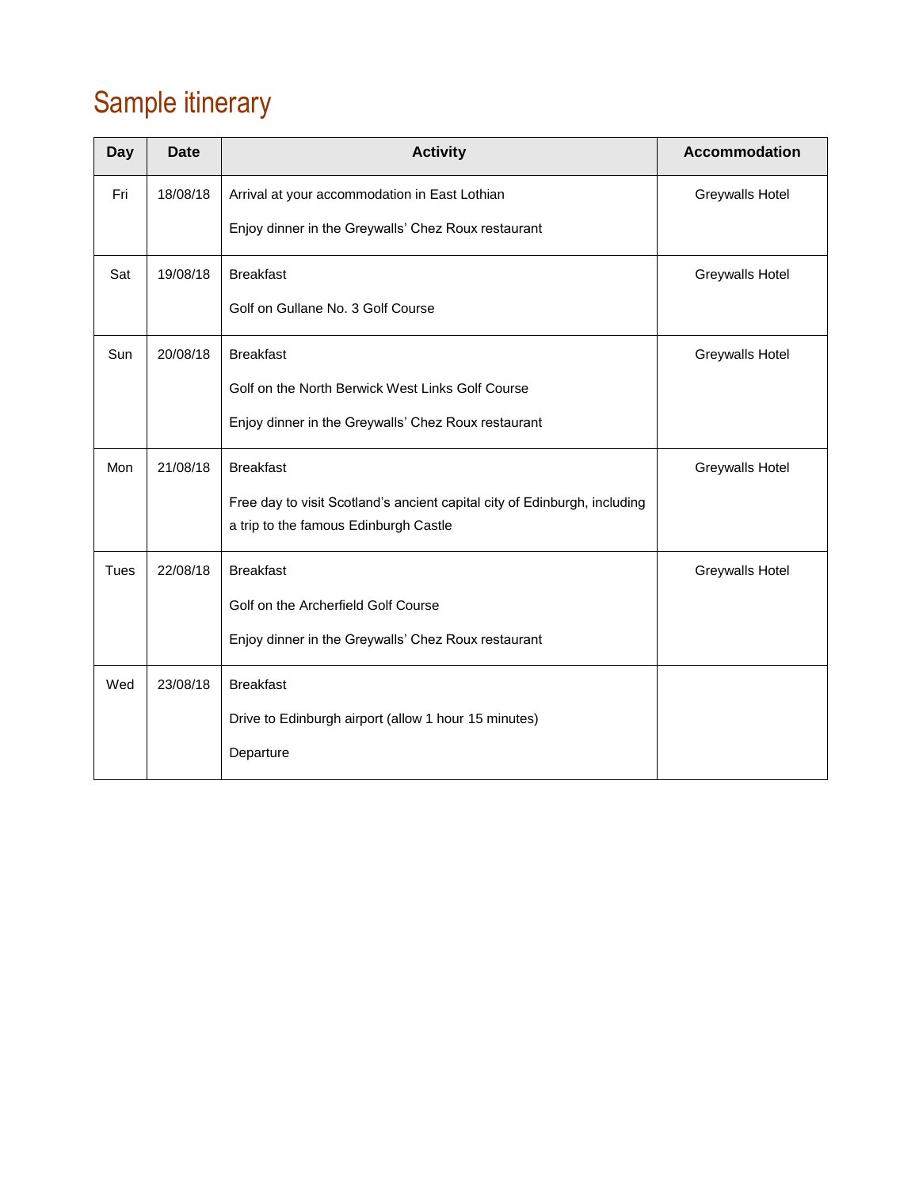# Sample itinerary

| Day | Date | Activity | Accommodation |
|---|---|---|---|
| Fri | 18/08/18 | Arrival at your accommodation in East Lothian<br><br>Enjoy dinner in the Greywalls' Chez Roux restaurant | Greywalls Hotel |
| Sat | 19/08/18 | Breakfast<br><br>Golf on Gullane No. 3 Golf Course | Greywalls Hotel |
| Sun | 20/08/18 | Breakfast<br><br>Golf on the North Berwick West Links Golf Course<br><br>Enjoy dinner in the Greywalls' Chez Roux restaurant | Greywalls Hotel |
| Mon | 21/08/18 | Breakfast<br><br>Free day to visit Scotland's ancient capital city of Edinburgh, including a trip to the famous Edinburgh Castle | Greywalls Hotel |
| Tues | 22/08/18 | Breakfast<br><br>Golf on the Archerfield Golf Course<br><br>Enjoy dinner in the Greywalls' Chez Roux restaurant | Greywalls Hotel |
| Wed | 23/08/18 | Breakfast<br><br>Drive to Edinburgh airport (allow 1 hour 15 minutes)<br><br>Departure | |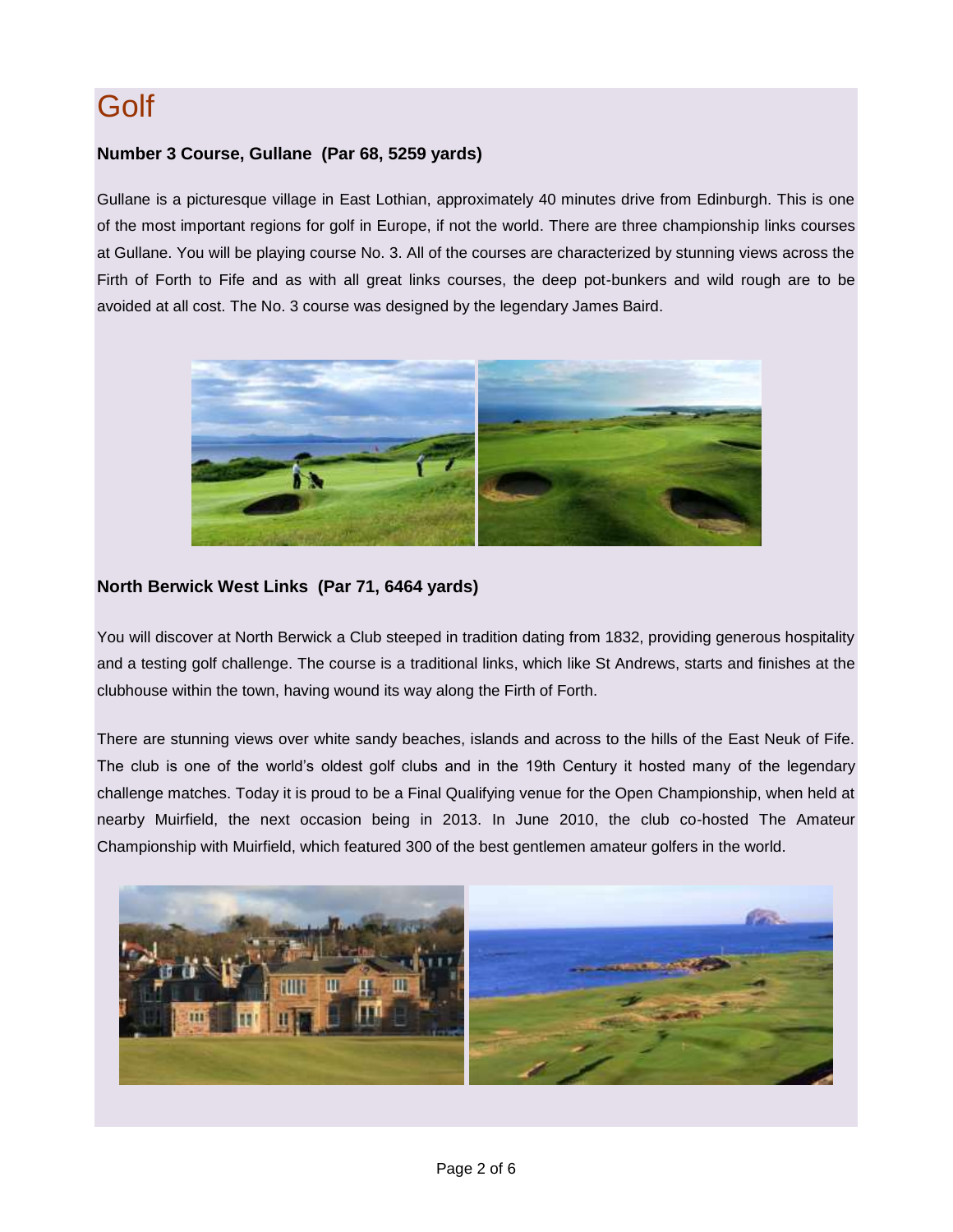# Golf

### Number 3 Course, Gullane (Par 68, 5259 yards)

Gullane is a picturesque village in East Lothian, approximately 40 minutes drive from Edinburgh. This is one of the most important regions for golf in Europe, if not the world. There are three championship links courses at Gullane. You will be playing course No. 3. All of the courses are characterized by stunning views across the Firth of Forth to Fife and as with all great links courses, the deep pot-bunkers and wild rough are to be avoided at all cost. The No. 3 course was designed by the legendary James Baird.

### North Berwick West Links (Par 71, 6464 yards)

You will discover at North Berwick a Club steeped in tradition dating from 1832, providing generous hospitality and a testing golf challenge. The course is a traditional links, which like St Andrews, starts and finishes at the clubhouse within the town, having wound its way along the Firth of Forth.

There are stunning views over white sandy beaches, islands and across to the hills of the East Neuk of Fife. The club is one of the world's oldest golf clubs and in the 19th Century it hosted many of the legendary challenge matches. Today it is proud to be a Final Qualifying venue for the Open Championship, when held at nearby Muirfield, the next occasion being in 2013. In June 2010, the club co-hosted The Amateur Championship with Muirfield, which featured 300 of the best gentlemen amateur golfers in the world.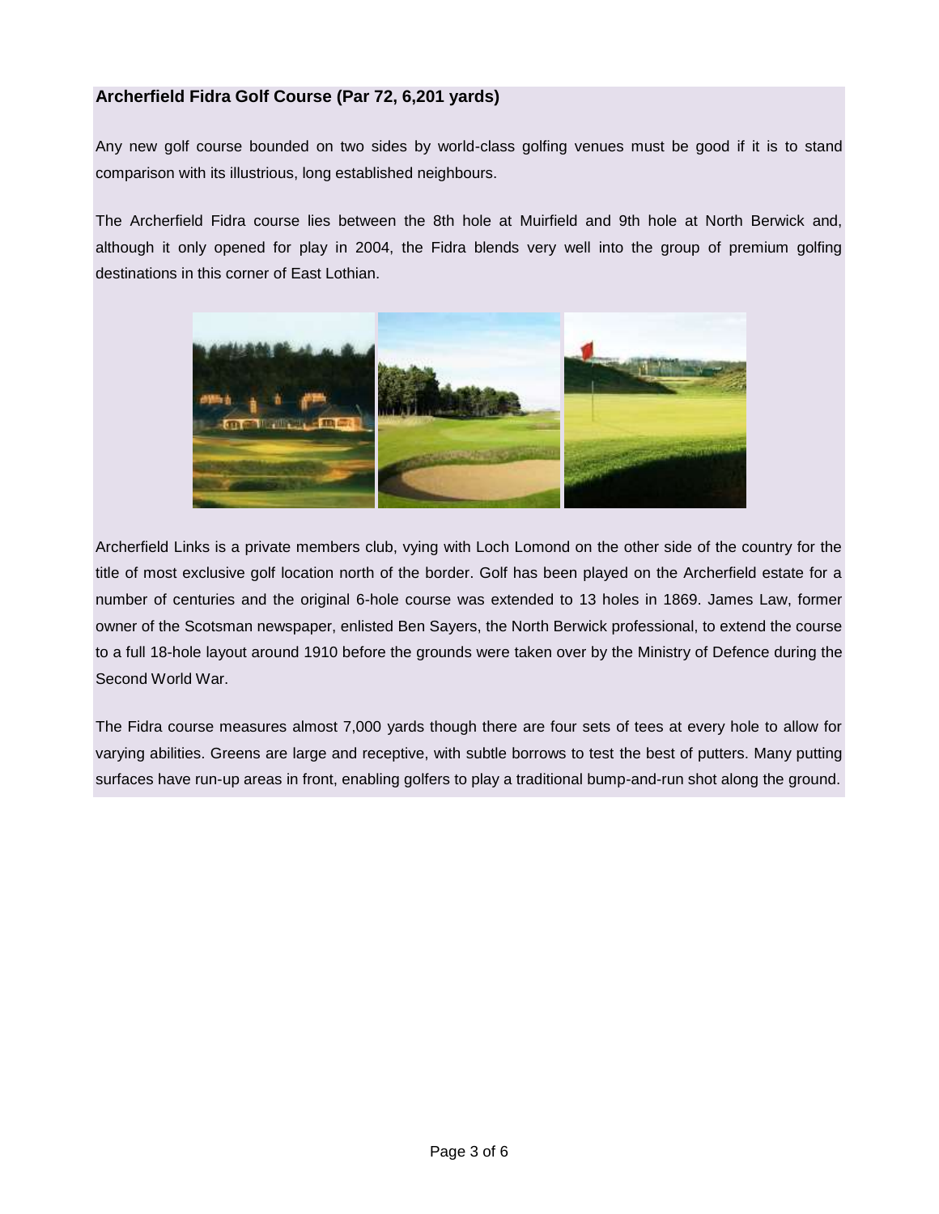**Archerfield Fidra Golf Course (Par 72, 6,201 yards)**

Any new golf course bounded on two sides by world-class golfing venues must be good if it is to stand comparison with its illustrious, long established neighbours.

The Archerfield Fidra course lies between the 8th hole at Muirfield and 9th hole at North Berwick and, although it only opened for play in 2004, the Fidra blends very well into the group of premium golfing destinations in this corner of East Lothian.

Archerfield Links is a private members club, vying with Loch Lomond on the other side of the country for the title of most exclusive golf location north of the border. Golf has been played on the Archerfield estate for a number of centuries and the original 6-hole course was extended to 13 holes in 1869. James Law, former owner of the Scotsman newspaper, enlisted Ben Sayers, the North Berwick professional, to extend the course to a full 18-hole layout around 1910 before the grounds were taken over by the Ministry of Defence during the Second World War.

The Fidra course measures almost 7,000 yards though there are four sets of tees at every hole to allow for varying abilities. Greens are large and receptive, with subtle borrows to test the best of putters. Many putting surfaces have run-up areas in front, enabling golfers to play a traditional bump-and-run shot along the ground.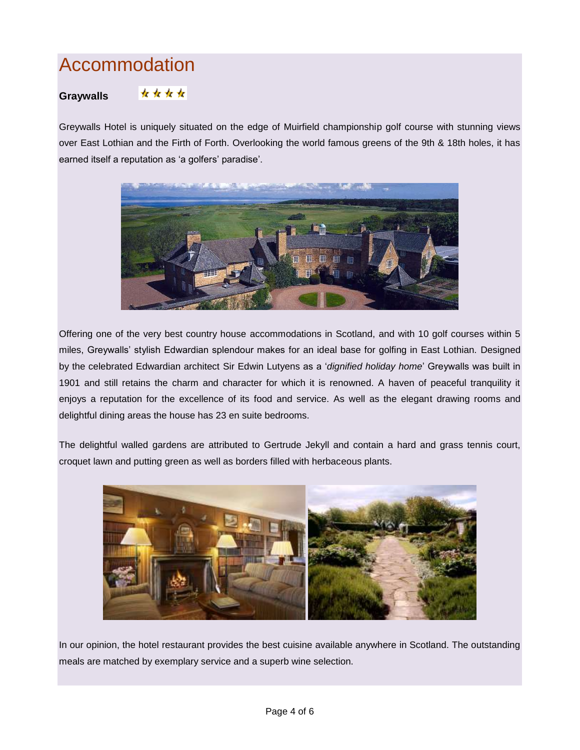# Accommodation

**Graywalls** ★★★★

Greywalls Hotel is uniquely situated on the edge of Muirfield championship golf course with stunning views over East Lothian and the Firth of Forth. Overlooking the world famous greens of the 9th & 18th holes, it has earned itself a reputation as 'a golfers' paradise'.

Offering one of the very best country house accommodations in Scotland, and with 10 golf courses within 5 miles, Greywalls' stylish Edwardian splendour makes for an ideal base for golfing in East Lothian. Designed by the celebrated Edwardian architect Sir Edwin Lutyens as a '*dignified holiday home*' Greywalls was built in 1901 and still retains the charm and character for which it is renowned. A haven of peaceful tranquility it enjoys a reputation for the excellence of its food and service. As well as the elegant drawing rooms and delightful dining areas the house has 23 en suite bedrooms.

The delightful walled gardens are attributed to Gertrude Jekyll and contain a hard and grass tennis court, croquet lawn and putting green as well as borders filled with herbaceous plants.

In our opinion, the hotel restaurant provides the best cuisine available anywhere in Scotland. The outstanding meals are matched by exemplary service and a superb wine selection.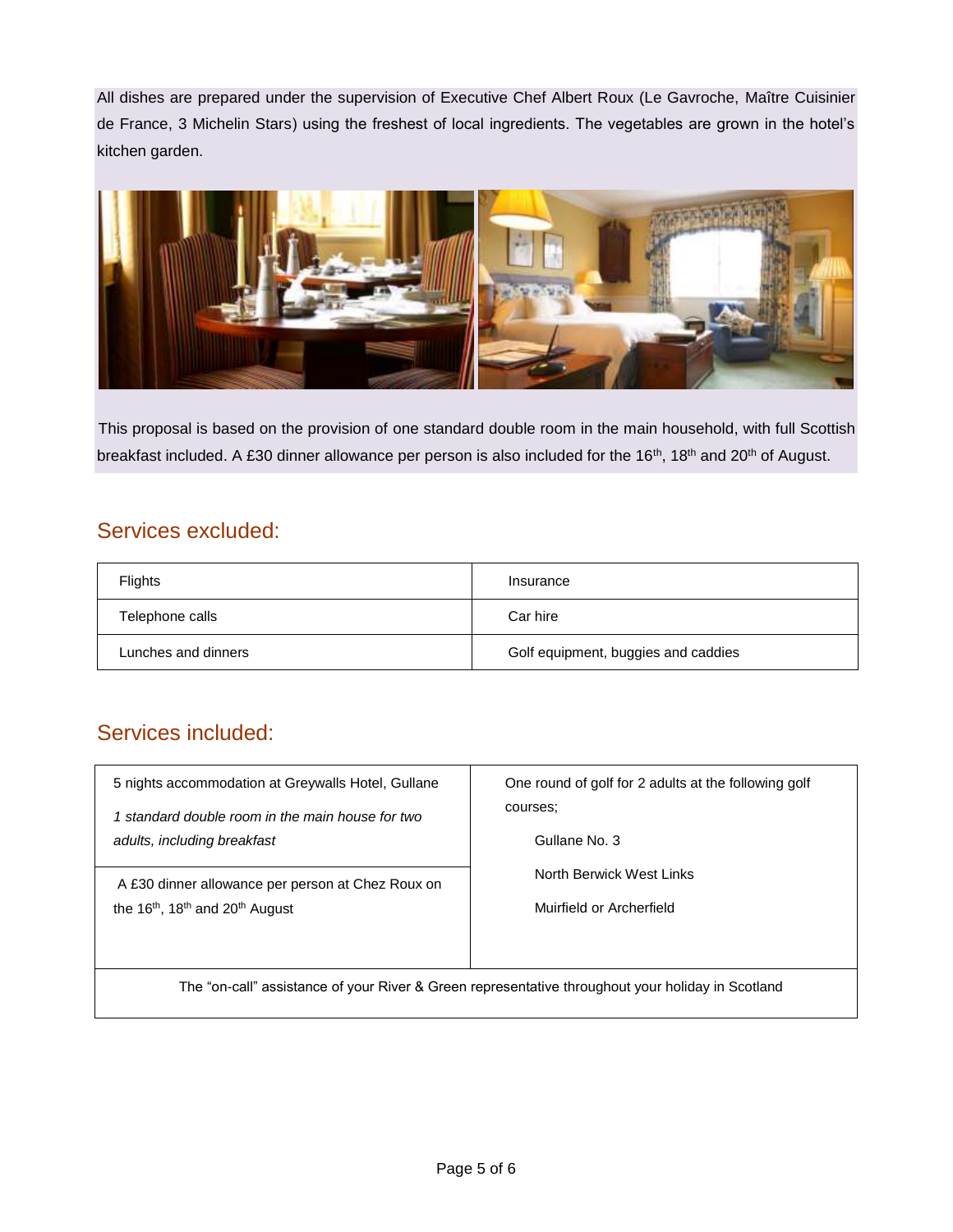All dishes are prepared under the supervision of Executive Chef Albert Roux (Le Gavroche, Maître Cuisinier de France, 3 Michelin Stars) using the freshest of local ingredients. The vegetables are grown in the hotel's kitchen garden.

This proposal is based on the provision of one standard double room in the main household, with full Scottish breakfast included. A £30 dinner allowance per person is also included for the 16th, 18th and 20th of August.

## Services excluded:

| | |
|---|---|
| Flights | Insurance |
| Telephone calls | Car hire |
| Lunches and dinners | Golf equipment, buggies and caddies |

## Services included:

| | |
|---|---|
| 5 nights accommodation at Greywalls Hotel, Gullane<br>*1 standard double room in the main house for two adults, including breakfast* | One round of golf for 2 adults at the following golf courses;<br>Gullane No. 3<br>North Berwick West Links<br>Muirfield or Archerfield |
| A £30 dinner allowance per person at Chez Roux on the 16th, 18th and 20th August | |
| The "on-call" assistance of your River & Green representative throughout your holiday in Scotland | |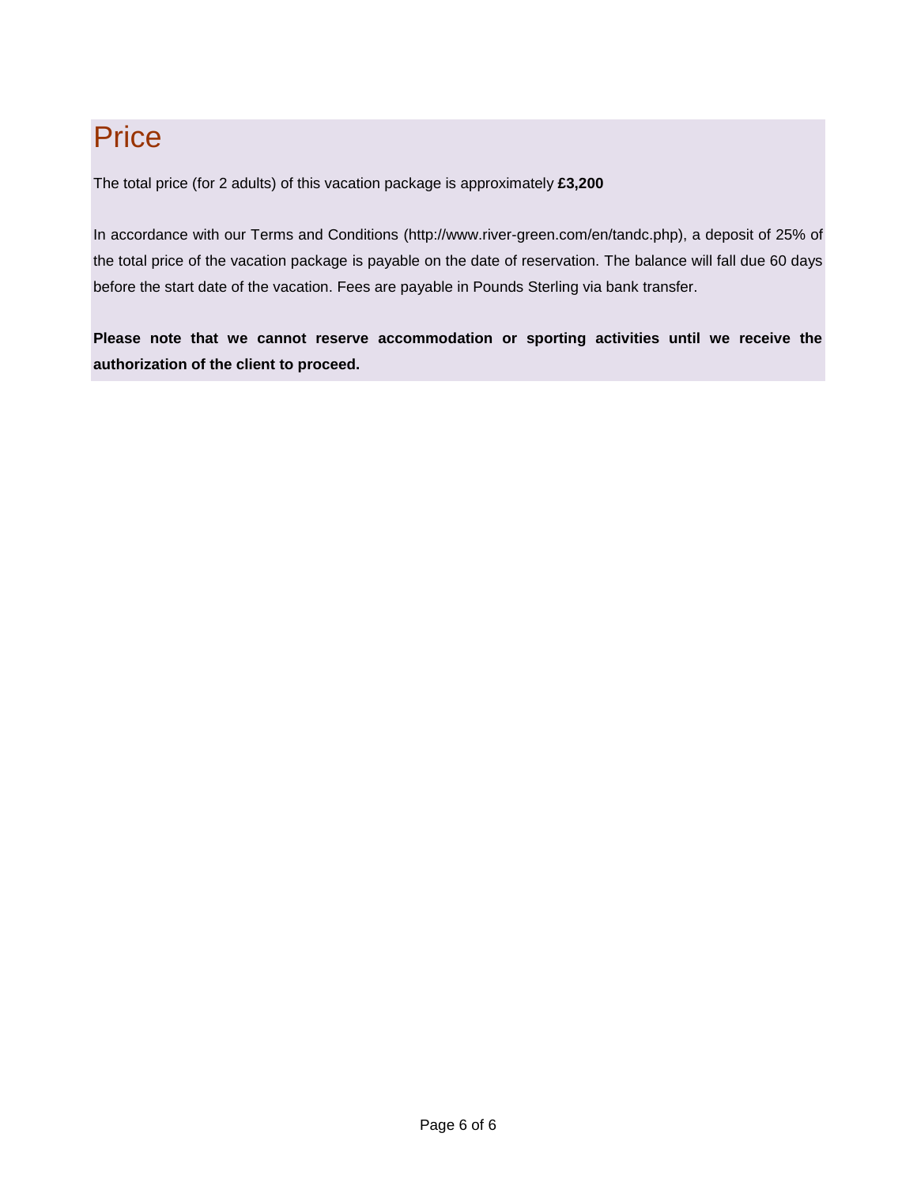# Price

The total price (for 2 adults) of this vacation package is approximately **£3,200**

In accordance with our Terms and Conditions (http://www.river-green.com/en/tandc.php), a deposit of 25% of the total price of the vacation package is payable on the date of reservation. The balance will fall due 60 days before the start date of the vacation. Fees are payable in Pounds Sterling via bank transfer.

**Please note that we cannot reserve accommodation or sporting activities until we receive the authorization of the client to proceed.**